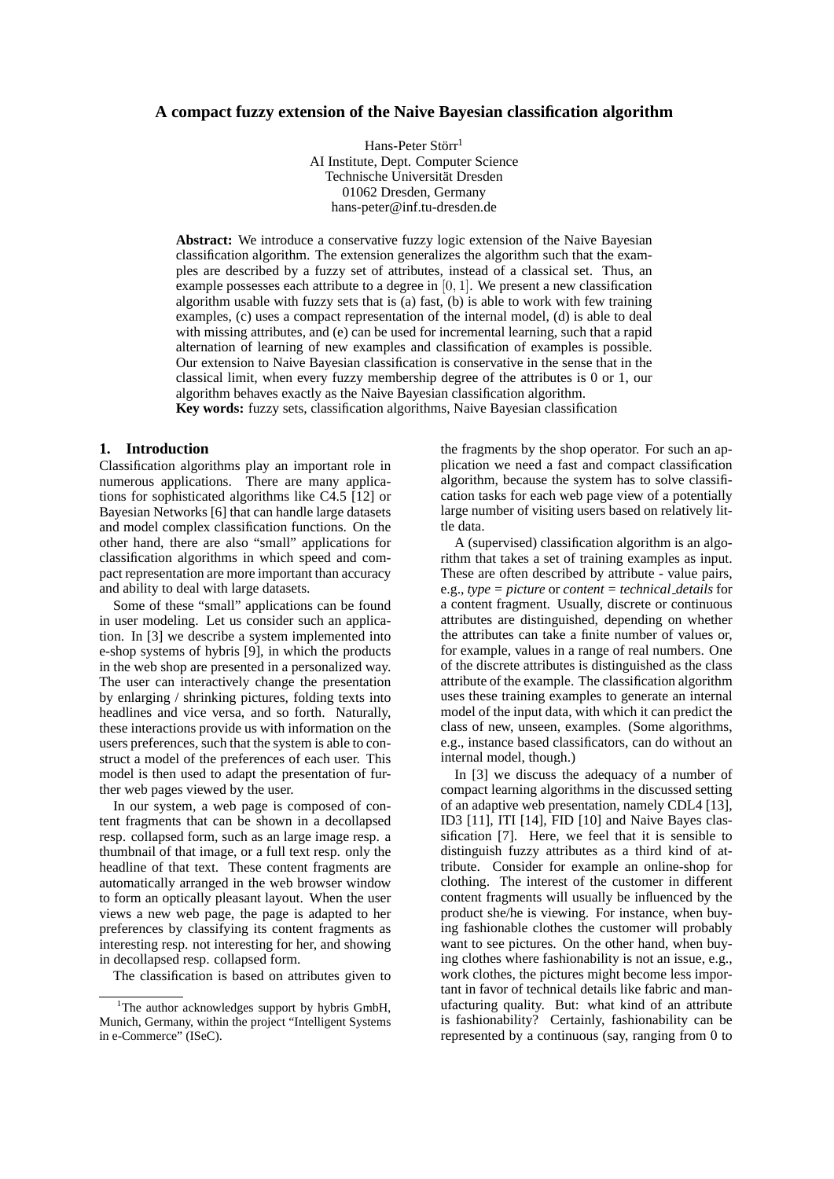# A compact fuzzy extension of the Naive Bayesian classification algorithm

Hans-Peter Störr[1]
AI Institute, Dept. Computer Science
Technische Universität Dresden
01062 Dresden, Germany
hans-peter@inf.tu-dresden.de

**Abstract:** We introduce a conservative fuzzy logic extension of the Naive Bayesian classification algorithm. The extension generalizes the algorithm such that the examples are described by a fuzzy set of attributes, instead of a classical set. Thus, an example possesses each attribute to a degree in $[0, 1]$. We present a new classification algorithm usable with fuzzy sets that is (a) fast, (b) is able to work with few training examples, (c) uses a compact representation of the internal model, (d) is able to deal with missing attributes, and (e) can be used for incremental learning, such that a rapid alternation of learning of new examples and classification of examples is possible. Our extension to Naive Bayesian classification is conservative in the sense that in the classical limit, when every fuzzy membership degree of the attributes is 0 or 1, our algorithm behaves exactly as the Naive Bayesian classification algorithm.

**Key words:** fuzzy sets, classification algorithms, Naive Bayesian classification

## 1. Introduction

Classification algorithms play an important role in numerous applications. There are many applications for sophisticated algorithms like C4.5 [12] or Bayesian Networks [6] that can handle large datasets and model complex classification functions. On the other hand, there are also "small" applications for classification algorithms in which speed and compact representation are more important than accuracy and ability to deal with large datasets.

Some of these "small" applications can be found in user modeling. Let us consider such an application. In [3] we describe a system implemented into e-shop systems of hybris [9], in which the products in the web shop are presented in a personalized way. The user can interactively change the presentation by enlarging / shrinking pictures, folding texts into headlines and vice versa, and so forth. Naturally, these interactions provide us with information on the users preferences, such that the system is able to construct a model of the preferences of each user. This model is then used to adapt the presentation of further web pages viewed by the user.

In our system, a web page is composed of content fragments that can be shown in a decollapsed resp. collapsed form, such as an large image resp. a thumbnail of that image, or a full text resp. only the headline of that text. These content fragments are automatically arranged in the web browser window to form an optically pleasant layout. When the user views a new web page, the page is adapted to her preferences by classifying its content fragments as interesting resp. not interesting for her, and showing in decollapsed resp. collapsed form.

The classification is based on attributes given to the fragments by the shop operator. For such an application we need a fast and compact classification algorithm, because the system has to solve classification tasks for each web page view of a potentially large number of visiting users based on relatively little data.

A (supervised) classification algorithm is an algorithm that takes a set of training examples as input. These are often described by attribute - value pairs, e.g., *type* = *picture* or *content* = *technical_details* for a content fragment. Usually, discrete or continuous attributes are distinguished, depending on whether the attributes can take a finite number of values or, for example, values in a range of real numbers. One of the discrete attributes is distinguished as the class attribute of the example. The classification algorithm uses these training examples to generate an internal model of the input data, with which it can predict the class of new, unseen, examples. (Some algorithms, e.g., instance based classificators, can do without an internal model, though.)

In [3] we discuss the adequacy of a number of compact learning algorithms in the discussed setting of an adaptive web presentation, namely CDL4 [13], ID3 [11], ITI [14], FID [10] and Naive Bayes classification [7]. Here, we feel that it is sensible to distinguish fuzzy attributes as a third kind of attribute. Consider for example an online-shop for clothing. The interest of the customer in different content fragments will usually be influenced by the product she/he is viewing. For instance, when buying fashionable clothes the customer will probably want to see pictures. On the other hand, when buying clothes where fashionability is not an issue, e.g., work clothes, the pictures might become less important in favor of technical details like fabric and manufacturing quality. But: what kind of an attribute is fashionability? Certainly, fashionability can be represented by a continuous (say, ranging from 0 to

[1] The author acknowledges support by hybris GmbH, Munich, Germany, within the project "Intelligent Systems in e-Commerce" (ISeC).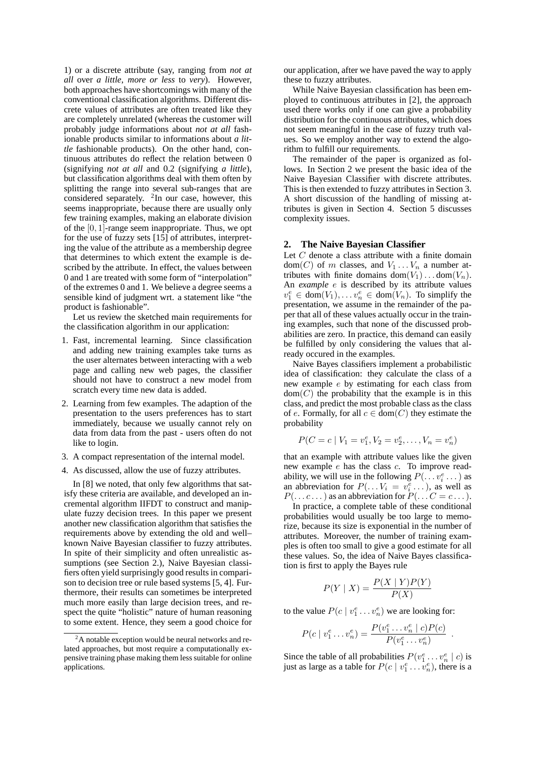1) or a discrete attribute (say, ranging from *not at all* over *a little*, *more or less* to *very*). However, both approaches have shortcomings with many of the conventional classification algorithms. Different discrete values of attributes are often treated like they are completely unrelated (whereas the customer will probably judge informations about *not at all* fashionable products similar to informations about *a little* fashionable products). On the other hand, continuous attributes do reflect the relation between 0 (signifying *not at all* and 0.2 (signifying *a little*), but classification algorithms deal with them often by splitting the range into several sub-ranges that are considered separately. [2]In our case, however, this seems inappropriate, because there are usually only few training examples, making an elaborate division of the $[0, 1]$-range seem inappropriate. Thus, we opt for the use of fuzzy sets [15] of attributes, interpreting the value of the attribute as a membership degree that determines to which extent the example is described by the attribute. In effect, the values between 0 and 1 are treated with some form of "interpolation" of the extremes 0 and 1. We believe a degree seems a sensible kind of judgment wrt. a statement like "the product is fashionable".

Let us review the sketched main requirements for the classification algorithm in our application:

1. Fast, incremental learning. Since classification and adding new training examples take turns as the user alternates between interacting with a web page and calling new web pages, the classifier should not have to construct a new model from scratch every time new data is added.
2. Learning from few examples. The adaption of the presentation to the users preferences has to start immediately, because we usually cannot rely on data from data from the past - users often do not like to login.
3. A compact representation of the internal model.
4. As discussed, allow the use of fuzzy attributes.

In [8] we noted, that only few algorithms that satisfy these criteria are available, and developed an incremental algorithm IIFDT to construct and manipulate fuzzy decision trees. In this paper we present another new classification algorithm that satisfies the requirements above by extending the old and well–known Naive Bayesian classifier to fuzzy attributes. In spite of their simplicity and often unrealistic assumptions (see Section 2.), Naive Bayesian classifiers often yield surprisingly good results in comparison to decision tree or rule based systems [5, 4]. Furthermore, their results can sometimes be interpreted much more easily than large decision trees, and respect the quite "holistic" nature of human reasoning to some extent. Hence, they seem a good choice for our application, after we have paved the way to apply these to fuzzy attributes.

While Naive Bayesian classification has been employed to continuous attributes in [2], the approach used there works only if one can give a probability distribution for the continuous attributes, which does not seem meaningful in the case of fuzzy truth values. So we employ another way to extend the algorithm to fulfill our requirements.

The remainder of the paper is organized as follows. In Section 2 we present the basic idea of the Naive Bayesian Classifier with discrete attributes. This is then extended to fuzzy attributes in Section 3. A short discussion of the handling of missing attributes is given in Section 4. Section 5 discusses complexity issues.

## 2. The Naive Bayesian Classifier

Let $C$ denote a class attribute with a finite domain $\mathrm{dom}(C)$ of $m$ classes, and $V_1 \dots V_n$ a number attributes with finite domains $\mathrm{dom}(V_1) \dots \mathrm{dom}(V_n)$. An *example* $e$ is described by its attribute values $v_1^e \in \mathrm{dom}(V_1), \dots v_n^e \in \mathrm{dom}(V_n)$. To simplify the presentation, we assume in the remainder of the paper that all of these values actually occur in the training examples, such that none of the discussed probabilities are zero. In practice, this demand can easily be fulfilled by only considering the values that already occured in the examples.

Naive Bayes classifiers implement a probabilistic idea of classification: they calculate the class of a new example $e$ by estimating for each class from $\mathrm{dom}(C)$ the probability that the example is in this class, and predict the most probable class as the class of $e$. Formally, for all $c \in \mathrm{dom}(C)$ they estimate the probability

$$P(C = c \mid V_1 = v_1^e, V_2 = v_2^e, \dots, V_n = v_n^e)$$

that an example with attribute values like the given new example $e$ has the class $c$. To improve readability, we will use in the following $P(\dots v_i^e \dots)$ as an abbreviation for $P(\dots V_i = v_i^e \dots)$, as well as $P(\dots c \dots)$ as an abbreviation for $P(\dots C = c \dots)$.

In practice, a complete table of these conditional probabilities would usually be too large to memorize, because its size is exponential in the number of attributes. Moreover, the number of training examples is often too small to give a good estimate for all these values. So, the idea of Naive Bayes classification is first to apply the Bayes rule

$$P(Y \mid X) = \frac{P(X \mid Y)P(Y)}{P(X)}$$

to the value $P(c \mid v_1^e \dots v_n^e)$ we are looking for:

$$P(c \mid v_1^e \dots v_n^e) = \frac{P(v_1^e \dots v_n^e \mid c)P(c)}{P(v_1^e \dots v_n^e)} \ .$$

Since the table of all probabilities $P(v_1^e \dots v_n^e \mid c)$ is just as large as a table for $P(c \mid v_1^e \dots v_n^e)$, there is a

[2] A notable exception would be neural networks and related approaches, but most require a computationally expensive training phase making them less suitable for online applications.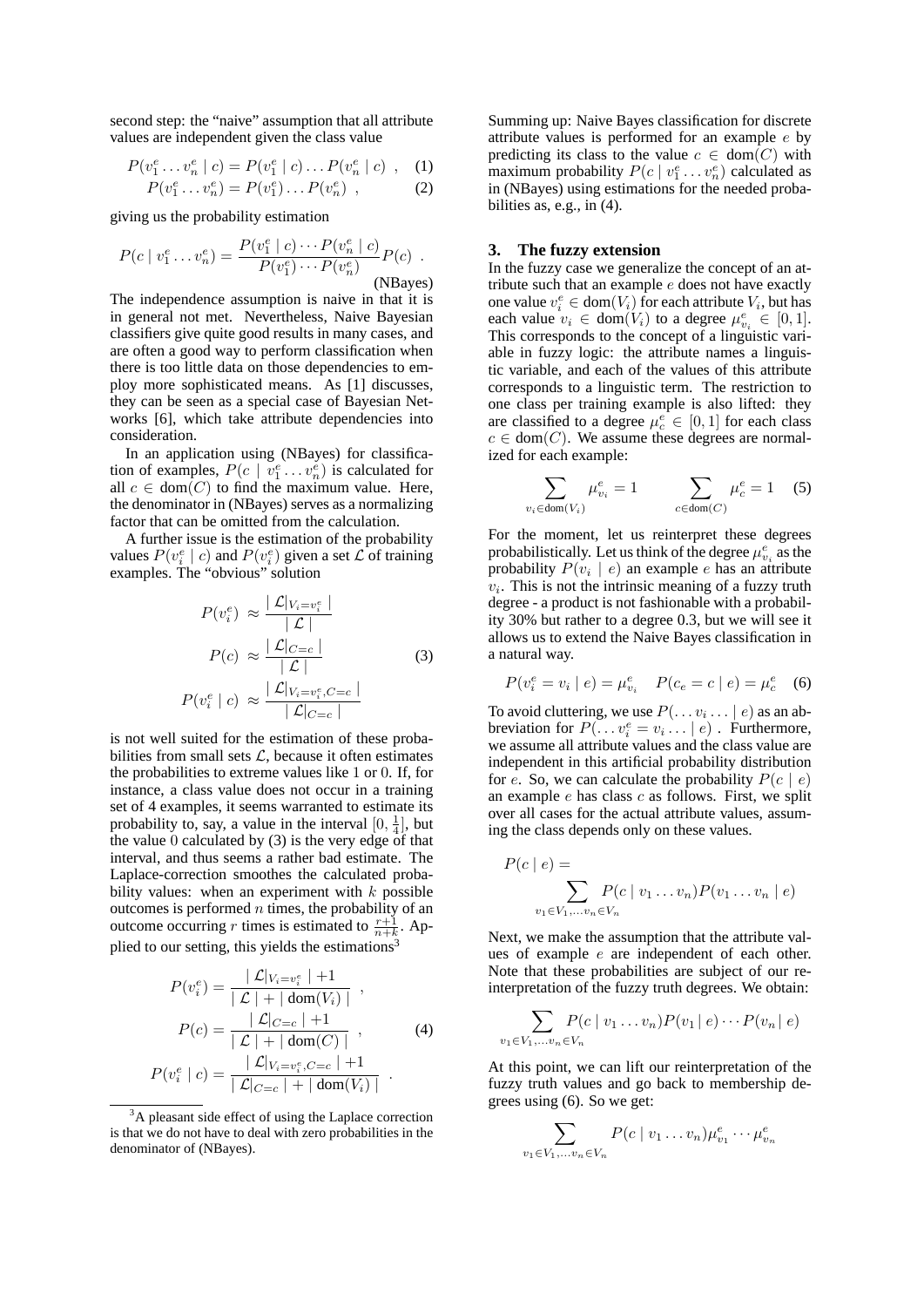second step: the "naive" assumption that all attribute values are independent given the class value

$$P(v_1^e \dots v_n^e \mid c) = P(v_1^e \mid c) \dots P(v_n^e \mid c) \;, \quad (1)$$

$$P(v_1^e \dots v_n^e) = P(v_1^e) \dots P(v_n^e) \;, \quad (2)$$

giving us the probability estimation

$$P(c \mid v_1^e \dots v_n^e) = \frac{P(v_1^e \mid c) \cdots P(v_n^e \mid c)}{P(v_1^e) \cdots P(v_n^e)} P(c) \;. \quad \text{(NBayes)}$$

The independence assumption is naive in that it is in general not met. Nevertheless, Naive Bayesian classifiers give quite good results in many cases, and are often a good way to perform classification when there is too little data on those dependencies to employ more sophisticated means. As [1] discusses, they can be seen as a special case of Bayesian Networks [6], which take attribute dependencies into consideration.

In an application using (NBayes) for classification of examples, $P(c \mid v_1^e \dots v_n^e)$ is calculated for all $c \in \mathrm{dom}(C)$ to find the maximum value. Here, the denominator in (NBayes) serves as a normalizing factor that can be omitted from the calculation.

A further issue is the estimation of the probability values $P(v_i^e \mid c)$ and $P(v_i^e)$ given a set $\mathcal{L}$ of training examples. The "obvious" solution

$$\begin{aligned} P(v_i^e) &\approx \frac{\mid \mathcal{L}|_{V_i = v_i^e} \mid}{\mid \mathcal{L} \mid} \\ P(c) &\approx \frac{\mid \mathcal{L}|_{C=c} \mid}{\mid \mathcal{L} \mid} \\ P(v_i^e \mid c) &\approx \frac{\mid \mathcal{L}|_{V_i = v_i^e, C=c} \mid}{\mid \mathcal{L}|_{C=c} \mid} \end{aligned} \quad (3)$$

is not well suited for the estimation of these probabilities from small sets $\mathcal{L}$, because it often estimates the probabilities to extreme values like 1 or 0. If, for instance, a class value does not occur in a training set of 4 examples, it seems warranted to estimate its probability to, say, a value in the interval $[0, \frac{1}{4}]$, but the value 0 calculated by (3) is the very edge of that interval, and thus seems a rather bad estimate. The Laplace-correction smoothes the calculated probability values: when an experiment with $k$ possible outcomes is performed $n$ times, the probability of an outcome occurring $r$ times is estimated to $\frac{r+1}{n+k}$. Applied to our setting, this yields the estimations[3]

$$\begin{aligned} P(v_i^e) &= \frac{\mid \mathcal{L}|_{V_i = v_i^e} \mid + 1}{\mid \mathcal{L} \mid + \mid \mathrm{dom}(V_i) \mid} \;, \\ P(c) &= \frac{\mid \mathcal{L}|_{C=c} \mid + 1}{\mid \mathcal{L} \mid + \mid \mathrm{dom}(C) \mid} \;, \\ P(v_i^e \mid c) &= \frac{\mid \mathcal{L}|_{V_i = v_i^e, C=c} \mid + 1}{\mid \mathcal{L}|_{C=c} \mid + \mid \mathrm{dom}(V_i) \mid} \;. \end{aligned} \quad (4)$$

[3] A pleasant side effect of using the Laplace correction is that we do not have to deal with zero probabilities in the denominator of (NBayes).

Summing up: Naive Bayes classification for discrete attribute values is performed for an example $e$ by predicting its class to the value $c \in \mathrm{dom}(C)$ with maximum probability $P(c \mid v_1^e \dots v_n^e)$ calculated as in (NBayes) using estimations for the needed probabilities as, e.g., in (4).

## 3. The fuzzy extension

In the fuzzy case we generalize the concept of an attribute such that an example $e$ does not have exactly one value $v_i^e \in \mathrm{dom}(V_i)$ for each attribute $V_i$, but has each value $v_i \in \mathrm{dom}(V_i)$ to a degree $\mu_{v_i}^e \in [0, 1]$. This corresponds to the concept of a linguistic variable in fuzzy logic: the attribute names a linguistic variable, and each of the values of this attribute corresponds to a linguistic term. The restriction to one class per training example is also lifted: they are classified to a degree $\mu_c^e \in [0, 1]$ for each class $c \in \mathrm{dom}(C)$. We assume these degrees are normalized for each example:

$$\sum_{v_i \in \mathrm{dom}(V_i)} \mu_{v_i}^e = 1 \qquad \sum_{c \in \mathrm{dom}(C)} \mu_c^e = 1 \quad (5)$$

For the moment, let us reinterpret these degrees probabilistically. Let us think of the degree $\mu_{v_i}^e$ as the probability $P(v_i \mid e)$ an example $e$ has an attribute $v_i$. This is not the intrinsic meaning of a fuzzy truth degree - a product is not fashionable with a probability 30% but rather to a degree 0.3, but we will see it allows us to extend the Naive Bayes classification in a natural way.

$$P(v_i^e = v_i \mid e) = \mu_{v_i}^e \quad P(c_e = c \mid e) = \mu_c^e \quad (6)$$

To avoid cluttering, we use $P(\dots v_i \dots \mid e)$ as an abbreviation for $P(\dots v_i^e = v_i \dots \mid e)$ . Furthermore, we assume all attribute values and the class value are independent in this artificial probability distribution for $e$. So, we can calculate the probability $P(c \mid e)$ an example $e$ has class $c$ as follows. First, we split over all cases for the actual attribute values, assuming the class depends only on these values.

$$P(c \mid e) = \sum_{v_1 \in V_1, \dots v_n \in V_n} P(c \mid v_1 \dots v_n) P(v_1 \dots v_n \mid e)$$

Next, we make the assumption that the attribute values of example $e$ are independent of each other. Note that these probabilities are subject of our reinterpretation of the fuzzy truth degrees. We obtain:

$$\sum_{v_1 \in V_1, \dots v_n \in V_n} P(c \mid v_1 \dots v_n) P(v_1 \mid e) \cdots P(v_n \mid e)$$

At this point, we can lift our reinterpretation of the fuzzy truth values and go back to membership degrees using (6). So we get:

$$\sum_{v_1 \in V_1, \dots v_n \in V_n} P(c \mid v_1 \dots v_n) \mu_{v_1}^e \cdots \mu_{v_n}^e$$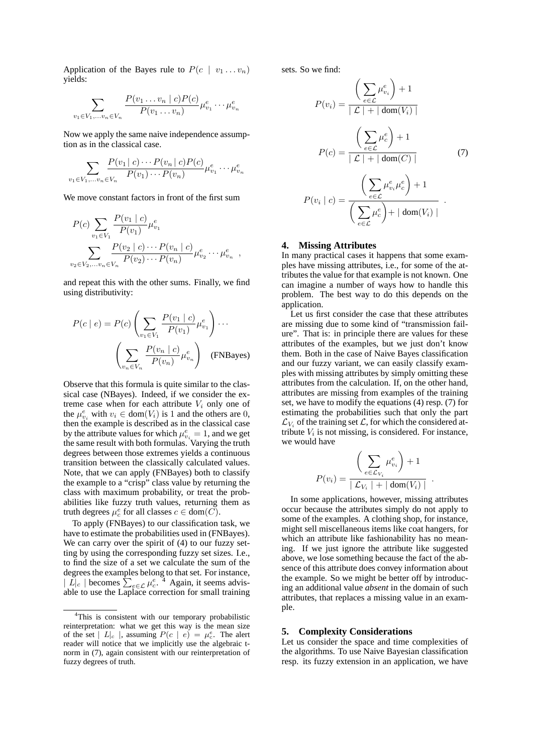Application of the Bayes rule to $P(c \mid v_1 \dots v_n)$ yields:

$$\sum_{v_1 \in V_1, \dots v_n \in V_n} \frac{P(v_1 \dots v_n \mid c) P(c)}{P(v_1 \dots v_n)} \mu^e_{v_1} \cdots \mu^e_{v_n}$$

Now we apply the same naive independence assumption as in the classical case.

$$\sum_{v_1 \in V_1, \dots v_n \in V_n} \frac{P(v_1 \mid c) \cdots P(v_n \mid c) P(c)}{P(v_1) \cdots P(v_n)} \mu^e_{v_1} \cdots \mu^e_{v_n}$$

We move constant factors in front of the first sum

$$P(c) \sum_{v_1 \in V_1} \frac{P(v_1 \mid c)}{P(v_1)} \mu^e_{v_1} \sum_{v_2 \in V_2, \dots v_n \in V_n} \frac{P(v_2 \mid c) \cdots P(v_n \mid c)}{P(v_2) \cdots P(v_n)} \mu^e_{v_2} \cdots \mu^e_{v_n} ,$$

and repeat this with the other sums. Finally, we find using distributivity:

$$P(c \mid e) = P(c) \left( \sum_{v_1 \in V_1} \frac{P(v_1 \mid c)}{P(v_1)} \mu^e_{v_1} \right) \cdots \left( \sum_{v_n \in V_n} \frac{P(v_n \mid c)}{P(v_n)} \mu^e_{v_n} \right) \quad \text{(FNBayes)}$$

Observe that this formula is quite similar to the classical case (NBayes). Indeed, if we consider the extreme case when for each attribute $V_i$ only one of the $\mu^e_{v_i}$ with $v_i \in \text{dom}(V_i)$ is 1 and the others are 0, then the example is described as in the classical case by the attribute values for which $\mu^e_{v_i} = 1$, and we get the same result with both formulas. Varying the truth degrees between those extremes yields a continuous transition between the classically calculated values. Note, that we can apply (FNBayes) both to classify the example to a "crisp" class value by returning the class with maximum probability, or treat the probabilities like fuzzy truth values, returning them as truth degrees $\mu^e_c$ for all classes $c \in \text{dom}(C)$.

To apply (FNBayes) to our classification task, we have to estimate the probabilities used in (FNBayes). We can carry over the spirit of (4) to our fuzzy setting by using the corresponding fuzzy set sizes. I.e., to find the size of a set we calculate the sum of the degrees the examples belong to that set. For instance, $\mid L|_c \mid$ becomes $\sum_{e \in \mathcal{L}} \mu^e_c$. [4] Again, it seems advisable to use the Laplace correction for small training sets. So we find:

$$P(v_i) = \frac{\left( \sum_{e \in \mathcal{L}} \mu^e_{v_i} \right) + 1}{\mid \mathcal{L} \mid + \mid \text{dom}(V_i) \mid}$$

$$P(c) = \frac{\left( \sum_{e \in \mathcal{L}} \mu^e_c \right) + 1}{\mid \mathcal{L} \mid + \mid \text{dom}(C) \mid} \qquad (7)$$

$$P(v_i \mid c) = \frac{\left( \sum_{e \in \mathcal{L}} \mu^e_{v_i} \mu^e_c \right) + 1}{\left( \sum_{e \in \mathcal{L}} \mu^e_c \right) + \mid \text{dom}(V_i) \mid} .$$

## 4. Missing Attributes

In many practical cases it happens that some examples have missing attributes, i.e., for some of the attributes the value for that example is not known. One can imagine a number of ways how to handle this problem. The best way to do this depends on the application.

Let us first consider the case that these attributes are missing due to some kind of "transmission failure". That is: in principle there are values for these attributes of the examples, but we just don't know them. Both in the case of Naive Bayes classification and our fuzzy variant, we can easily classify examples with missing attributes by simply omitting these attributes from the calculation. If, on the other hand, attributes are missing from examples of the training set, we have to modify the equations (4) resp. (7) for estimating the probabilities such that only the part $\mathcal{L}_{V_i}$ of the training set $\mathcal{L}$, for which the considered attribute $V_i$ is not missing, is considered. For instance, we would have

$$P(v_i) = \frac{\left( \sum_{e \in \mathcal{L}_{V_i}} \mu^e_{v_i} \right) + 1}{\mid \mathcal{L}_{V_i} \mid + \mid \text{dom}(V_i) \mid} .$$

In some applications, however, missing attributes occur because the attributes simply do not apply to some of the examples. A clothing shop, for instance, might sell miscellaneous items like coat hangers, for which an attribute like fashionability has no meaning. If we just ignore the attribute like suggested above, we lose something because the fact of the absence of this attribute does convey information about the example. So we might be better off by introducing an additional value *absent* in the domain of such attributes, that replaces a missing value in an example.

## 5. Complexity Considerations

Let us consider the space and time complexities of the algorithms. To use Naive Bayesian classification resp. its fuzzy extension in an application, we have

[4] This is consistent with our temporary probabilistic reinterpretation: what we get this way is the mean size of the set $\mid L|_c \mid$, assuming $P(c \mid e) = \mu^e_c$. The alert reader will notice that we implicitly use the algebraic t-norm in (7), again consistent with our reinterpretation of fuzzy degrees of truth.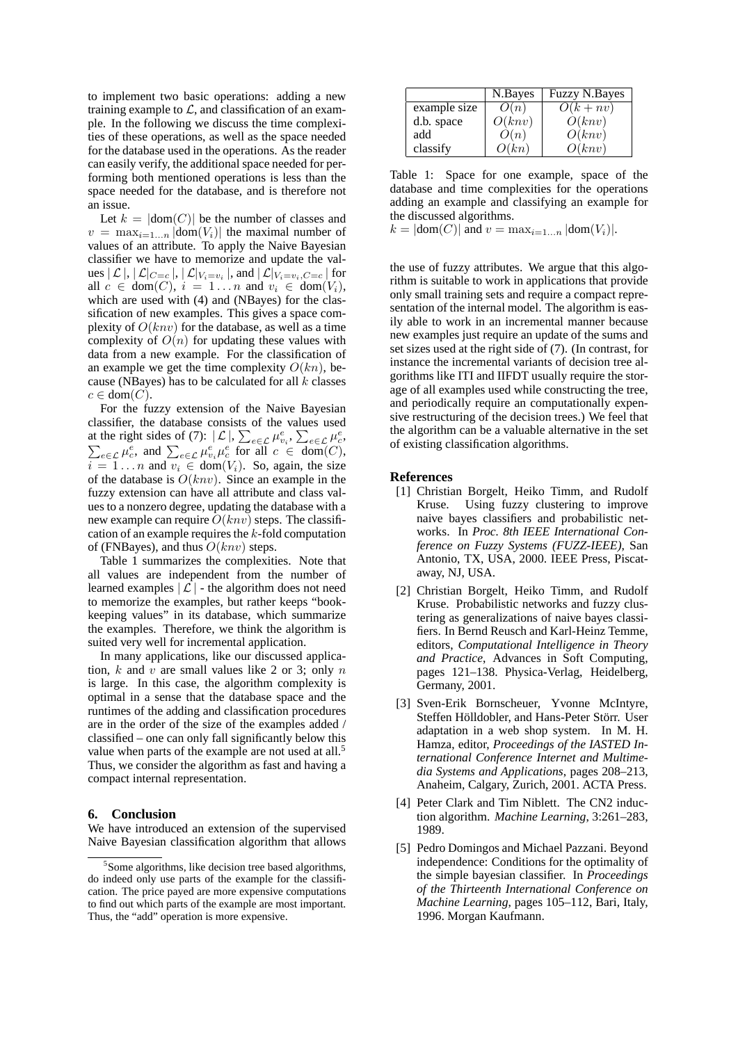to implement two basic operations: adding a new training example to $\mathcal{L}$, and classification of an example. In the following we discuss the time complexities of these operations, as well as the space needed for the database used in the operations. As the reader can easily verify, the additional space needed for performing both mentioned operations is less than the space needed for the database, and is therefore not an issue.

Let $k = |\text{dom}(C)|$ be the number of classes and $v = \max_{i=1\ldots n} |\text{dom}(V_i)|$ the maximal number of values of an attribute. To apply the Naive Bayesian classifier we have to memorize and update the values $|\mathcal{L}|$, $|\mathcal{L}|_{C=c}|$, $|\mathcal{L}|_{V_i=v_i}|$, and $|\mathcal{L}|_{V_i=v_i,C=c}|$ for all $c \in \text{dom}(C)$, $i = 1\ldots n$ and $v_i \in \text{dom}(V_i)$, which are used with (4) and (NBayes) for the classification of new examples. This gives a space complexity of $O(knv)$ for the database, as well as a time complexity of $O(n)$ for updating these values with data from a new example. For the classification of an example we get the time complexity $O(kn)$, because (NBayes) has to be calculated for all $k$ classes $c \in \text{dom}(C)$.

For the fuzzy extension of the Naive Bayesian classifier, the database consists of the values used at the right sides of (7): $|\mathcal{L}|$, $\sum_{e\in\mathcal{L}} \mu^e_{v_i}$, $\sum_{e\in\mathcal{L}} \mu^e_c$, $\sum_{e\in\mathcal{L}} \mu^e_c$, and $\sum_{e\in\mathcal{L}} \mu^e_{v_i}\mu^e_c$ for all $c \in \text{dom}(C)$, $i = 1\ldots n$ and $v_i \in \text{dom}(V_i)$. So, again, the size of the database is $O(knv)$. Since an example in the fuzzy extension can have all attribute and class values to a nonzero degree, updating the database with a new example can require $O(knv)$ steps. The classification of an example requires the $k$-fold computation of (FNBayes), and thus $O(knv)$ steps.

Table 1 summarizes the complexities. Note that all values are independent from the number of learned examples $|\mathcal{L}|$ - the algorithm does not need to memorize the examples, but rather keeps "bookkeeping values" in its database, which summarize the examples. Therefore, we think the algorithm is suited very well for incremental application.

In many applications, like our discussed application, $k$ and $v$ are small values like 2 or 3; only $n$ is large. In this case, the algorithm complexity is optimal in a sense that the database space and the runtimes of the adding and classification procedures are in the order of the size of the examples added / classified – one can only fall significantly below this value when parts of the example are not used at all.[5] Thus, we consider the algorithm as fast and having a compact internal representation.

| | N.Bayes | Fuzzy N.Bayes |
|---|---|---|
| example size | $O(n)$ | $O(k+nv)$ |
| d.b. space | $O(knv)$ | $O(knv)$ |
| add | $O(n)$ | $O(knv)$ |
| classify | $O(kn)$ | $O(knv)$ |

Table 1: Space for one example, space of the database and time complexities for the operations adding an example and classifying an example for the discussed algorithms.
$k = |\text{dom}(C)|$ and $v = \max_{i=1\ldots n} |\text{dom}(V_i)|$.

## 6. Conclusion

We have introduced an extension of the supervised Naive Bayesian classification algorithm that allows the use of fuzzy attributes. We argue that this algorithm is suitable to work in applications that provide only small training sets and require a compact representation of the internal model. The algorithm is easily able to work in an incremental manner because new examples just require an update of the sums and set sizes used at the right side of (7). (In contrast, for instance the incremental variants of decision tree algorithms like ITI and IIFDT usually require the storage of all examples used while constructing the tree, and periodically require an computationally expensive restructuring of the decision trees.) We feel that the algorithm can be a valuable alternative in the set of existing classification algorithms.

[5] Some algorithms, like decision tree based algorithms, do indeed only use parts of the example for the classification. The price payed are more expensive computations to find out which parts of the example are most important. Thus, the "add" operation is more expensive.

## References

[1] Christian Borgelt, Heiko Timm, and Rudolf Kruse. Using fuzzy clustering to improve naive bayes classifiers and probabilistic networks. In *Proc. 8th IEEE International Conference on Fuzzy Systems (FUZZ-IEEE)*, San Antonio, TX, USA, 2000. IEEE Press, Piscataway, NJ, USA.

[2] Christian Borgelt, Heiko Timm, and Rudolf Kruse. Probabilistic networks and fuzzy clustering as generalizations of naive bayes classifiers. In Bernd Reusch and Karl-Heinz Temme, editors, *Computational Intelligence in Theory and Practice*, Advances in Soft Computing, pages 121–138. Physica-Verlag, Heidelberg, Germany, 2001.

[3] Sven-Erik Bornscheuer, Yvonne McIntyre, Steffen Hölldobler, and Hans-Peter Störr. User adaptation in a web shop system. In M. H. Hamza, editor, *Proceedings of the IASTED International Conference Internet and Multimedia Systems and Applications*, pages 208–213, Anaheim, Calgary, Zurich, 2001. ACTA Press.

[4] Peter Clark and Tim Niblett. The CN2 induction algorithm. *Machine Learning*, 3:261–283, 1989.

[5] Pedro Domingos and Michael Pazzani. Beyond independence: Conditions for the optimality of the simple bayesian classifier. In *Proceedings of the Thirteenth International Conference on Machine Learning*, pages 105–112, Bari, Italy, 1996. Morgan Kaufmann.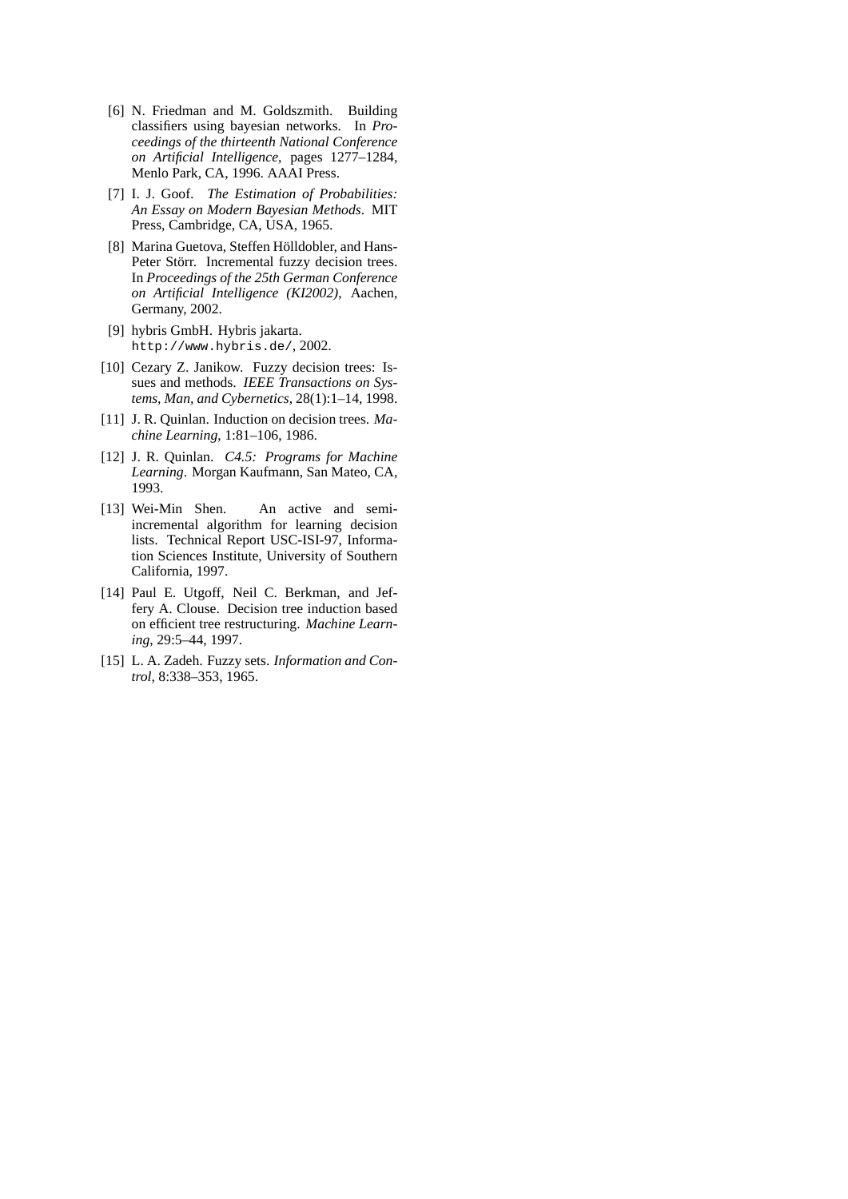[6] N. Friedman and M. Goldszmith. Building classifiers using bayesian networks. In *Proceedings of the thirteenth National Conference on Artificial Intelligence*, pages 1277–1284, Menlo Park, CA, 1996. AAAI Press.

[7] I. J. Goof. *The Estimation of Probabilities: An Essay on Modern Bayesian Methods*. MIT Press, Cambridge, CA, USA, 1965.

[8] Marina Guetova, Steffen Hölldobler, and Hans-Peter Störr. Incremental fuzzy decision trees. In *Proceedings of the 25th German Conference on Artificial Intelligence (KI2002)*, Aachen, Germany, 2002.

[9] hybris GmbH. Hybris jakarta. `http://www.hybris.de/`, 2002.

[10] Cezary Z. Janikow. Fuzzy decision trees: Issues and methods. *IEEE Transactions on Systems, Man, and Cybernetics*, 28(1):1–14, 1998.

[11] J. R. Quinlan. Induction on decision trees. *Machine Learning*, 1:81–106, 1986.

[12] J. R. Quinlan. *C4.5: Programs for Machine Learning*. Morgan Kaufmann, San Mateo, CA, 1993.

[13] Wei-Min Shen. An active and semi-incremental algorithm for learning decision lists. Technical Report USC-ISI-97, Information Sciences Institute, University of Southern California, 1997.

[14] Paul E. Utgoff, Neil C. Berkman, and Jeffery A. Clouse. Decision tree induction based on efficient tree restructuring. *Machine Learning*, 29:5–44, 1997.

[15] L. A. Zadeh. Fuzzy sets. *Information and Control*, 8:338–353, 1965.